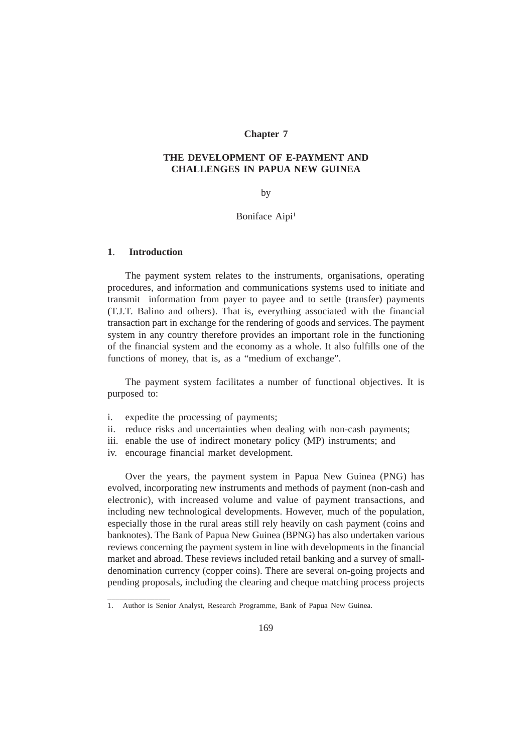Chapter 7

# THE DEVELOPMENT OF E-PAYMENT AND CHALLENGES IN PAPUA NEW GUINEA

by

Boniface Aipi[1]

## 1. Introduction

The payment system relates to the instruments, organisations, operating procedures, and information and communications systems used to initiate and transmit information from payer to payee and to settle (transfer) payments (T.J.T. Balino and others). That is, everything associated with the financial transaction part in exchange for the rendering of goods and services. The payment system in any country therefore provides an important role in the functioning of the financial system and the economy as a whole. It also fulfills one of the functions of money, that is, as a "medium of exchange".

The payment system facilitates a number of functional objectives. It is purposed to:

i. expedite the processing of payments;
ii. reduce risks and uncertainties when dealing with non-cash payments;
iii. enable the use of indirect monetary policy (MP) instruments; and
iv. encourage financial market development.

Over the years, the payment system in Papua New Guinea (PNG) has evolved, incorporating new instruments and methods of payment (non-cash and electronic), with increased volume and value of payment transactions, and including new technological developments. However, much of the population, especially those in the rural areas still rely heavily on cash payment (coins and banknotes). The Bank of Papua New Guinea (BPNG) has also undertaken various reviews concerning the payment system in line with developments in the financial market and abroad. These reviews included retail banking and a survey of small-denomination currency (copper coins). There are several on-going projects and pending proposals, including the clearing and cheque matching process projects

1. Author is Senior Analyst, Research Programme, Bank of Papua New Guinea.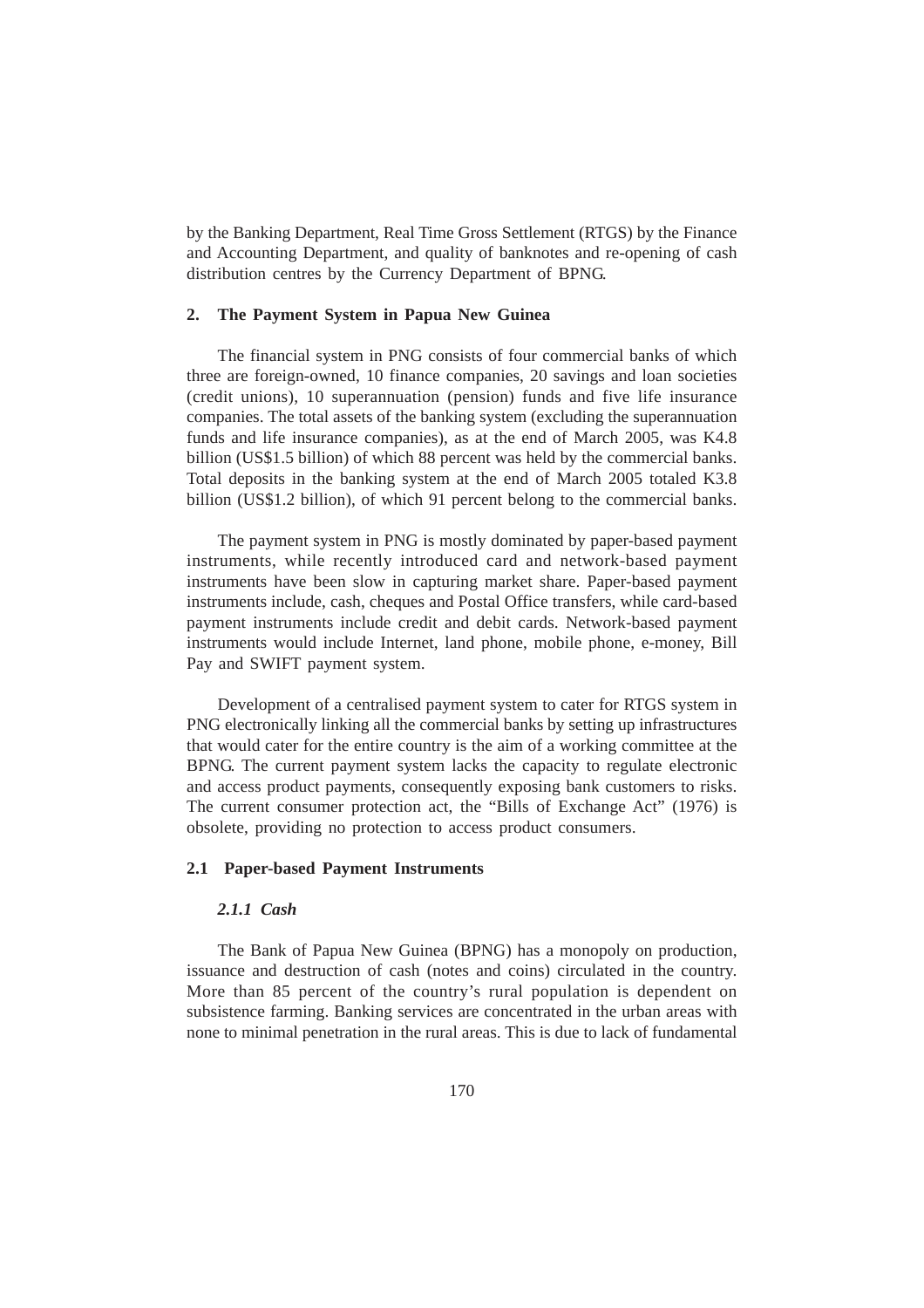by the Banking Department, Real Time Gross Settlement (RTGS) by the Finance and Accounting Department, and quality of banknotes and re-opening of cash distribution centres by the Currency Department of BPNG.

## 2. The Payment System in Papua New Guinea

The financial system in PNG consists of four commercial banks of which three are foreign-owned, 10 finance companies, 20 savings and loan societies (credit unions), 10 superannuation (pension) funds and five life insurance companies. The total assets of the banking system (excluding the superannuation funds and life insurance companies), as at the end of March 2005, was K4.8 billion (US$1.5 billion) of which 88 percent was held by the commercial banks. Total deposits in the banking system at the end of March 2005 totaled K3.8 billion (US$1.2 billion), of which 91 percent belong to the commercial banks.

The payment system in PNG is mostly dominated by paper-based payment instruments, while recently introduced card and network-based payment instruments have been slow in capturing market share. Paper-based payment instruments include, cash, cheques and Postal Office transfers, while card-based payment instruments include credit and debit cards. Network-based payment instruments would include Internet, land phone, mobile phone, e-money, Bill Pay and SWIFT payment system.

Development of a centralised payment system to cater for RTGS system in PNG electronically linking all the commercial banks by setting up infrastructures that would cater for the entire country is the aim of a working committee at the BPNG. The current payment system lacks the capacity to regulate electronic and access product payments, consequently exposing bank customers to risks. The current consumer protection act, the "Bills of Exchange Act" (1976) is obsolete, providing no protection to access product consumers.

### 2.1 Paper-based Payment Instruments

#### *2.1.1 Cash*

The Bank of Papua New Guinea (BPNG) has a monopoly on production, issuance and destruction of cash (notes and coins) circulated in the country. More than 85 percent of the country's rural population is dependent on subsistence farming. Banking services are concentrated in the urban areas with none to minimal penetration in the rural areas. This is due to lack of fundamental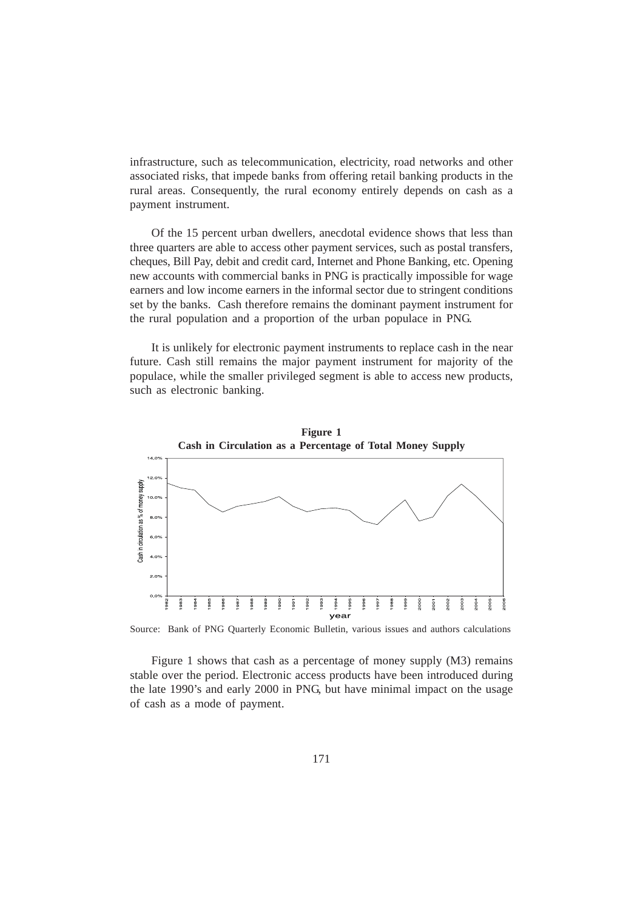infrastructure, such as telecommunication, electricity, road networks and other associated risks, that impede banks from offering retail banking products in the rural areas. Consequently, the rural economy entirely depends on cash as a payment instrument.

Of the 15 percent urban dwellers, anecdotal evidence shows that less than three quarters are able to access other payment services, such as postal transfers, cheques, Bill Pay, debit and credit card, Internet and Phone Banking, etc. Opening new accounts with commercial banks in PNG is practically impossible for wage earners and low income earners in the informal sector due to stringent conditions set by the banks. Cash therefore remains the dominant payment instrument for the rural population and a proportion of the urban populace in PNG.

It is unlikely for electronic payment instruments to replace cash in the near future. Cash still remains the major payment instrument for majority of the populace, while the smaller privileged segment is able to access new products, such as electronic banking.

**Figure 1**
**Cash in Circulation as a Percentage of Total Money Supply**

Source: Bank of PNG Quarterly Economic Bulletin, various issues and authors calculations

Figure 1 shows that cash as a percentage of money supply (M3) remains stable over the period. Electronic access products have been introduced during the late 1990's and early 2000 in PNG, but have minimal impact on the usage of cash as a mode of payment.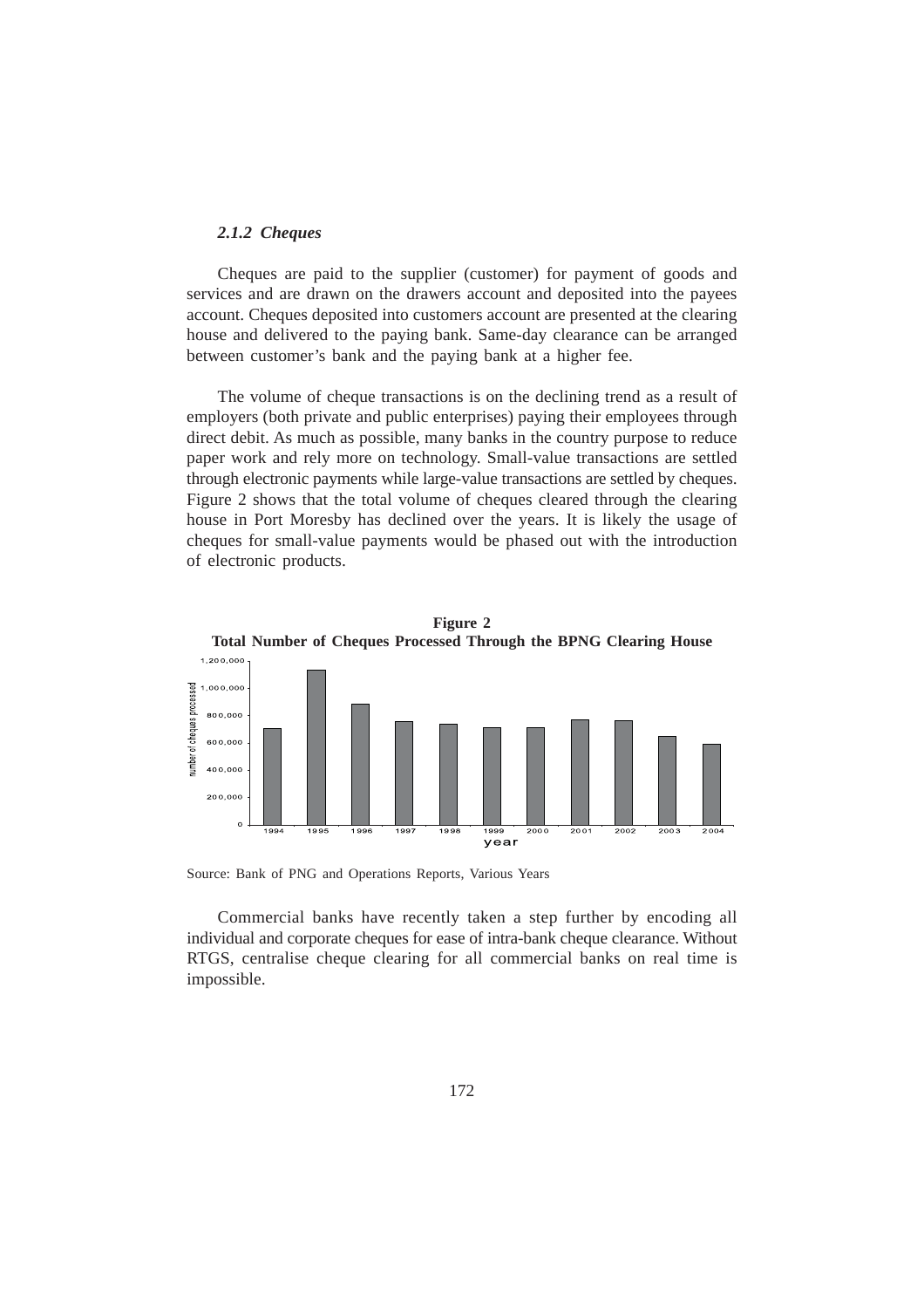### *2.1.2 Cheques*

Cheques are paid to the supplier (customer) for payment of goods and services and are drawn on the drawers account and deposited into the payees account. Cheques deposited into customers account are presented at the clearing house and delivered to the paying bank. Same-day clearance can be arranged between customer's bank and the paying bank at a higher fee.

The volume of cheque transactions is on the declining trend as a result of employers (both private and public enterprises) paying their employees through direct debit. As much as possible, many banks in the country purpose to reduce paper work and rely more on technology. Small-value transactions are settled through electronic payments while large-value transactions are settled by cheques. Figure 2 shows that the total volume of cheques cleared through the clearing house in Port Moresby has declined over the years. It is likely the usage of cheques for small-value payments would be phased out with the introduction of electronic products.

**Figure 2**
**Total Number of Cheques Processed Through the BPNG Clearing House**

Source: Bank of PNG and Operations Reports, Various Years

Commercial banks have recently taken a step further by encoding all individual and corporate cheques for ease of intra-bank cheque clearance. Without RTGS, centralise cheque clearing for all commercial banks on real time is impossible.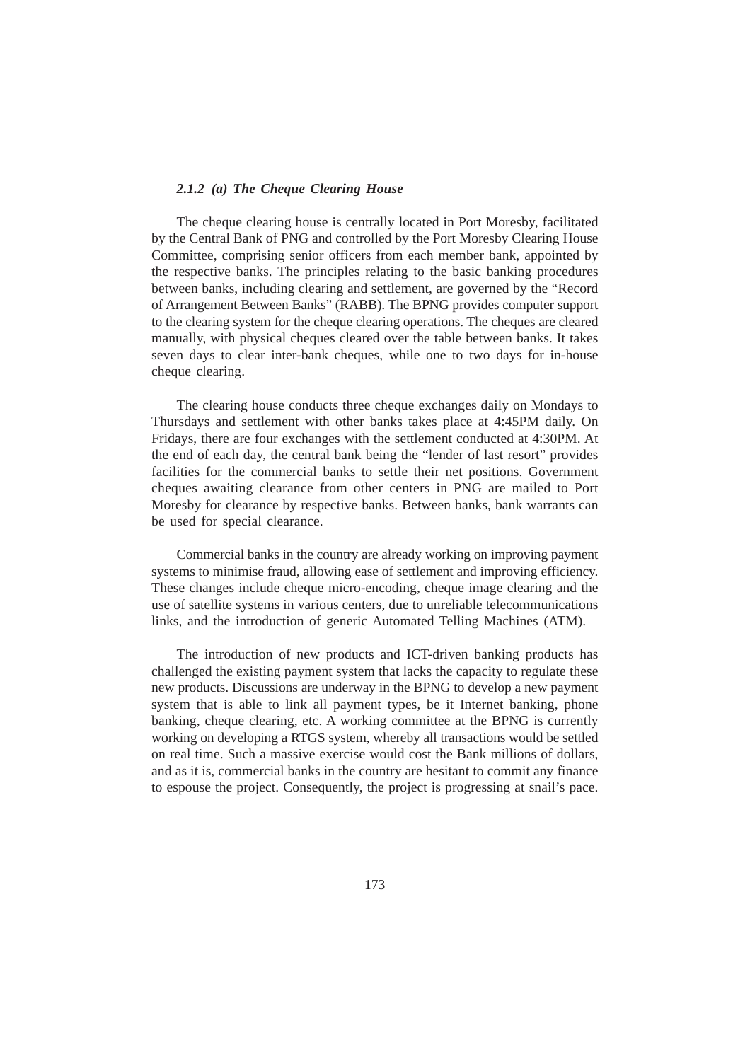### *2.1.2 (a) The Cheque Clearing House*

The cheque clearing house is centrally located in Port Moresby, facilitated by the Central Bank of PNG and controlled by the Port Moresby Clearing House Committee, comprising senior officers from each member bank, appointed by the respective banks. The principles relating to the basic banking procedures between banks, including clearing and settlement, are governed by the "Record of Arrangement Between Banks" (RABB). The BPNG provides computer support to the clearing system for the cheque clearing operations. The cheques are cleared manually, with physical cheques cleared over the table between banks. It takes seven days to clear inter-bank cheques, while one to two days for in-house cheque clearing.

The clearing house conducts three cheque exchanges daily on Mondays to Thursdays and settlement with other banks takes place at 4:45PM daily. On Fridays, there are four exchanges with the settlement conducted at 4:30PM. At the end of each day, the central bank being the "lender of last resort" provides facilities for the commercial banks to settle their net positions. Government cheques awaiting clearance from other centers in PNG are mailed to Port Moresby for clearance by respective banks. Between banks, bank warrants can be used for special clearance.

Commercial banks in the country are already working on improving payment systems to minimise fraud, allowing ease of settlement and improving efficiency. These changes include cheque micro-encoding, cheque image clearing and the use of satellite systems in various centers, due to unreliable telecommunications links, and the introduction of generic Automated Telling Machines (ATM).

The introduction of new products and ICT-driven banking products has challenged the existing payment system that lacks the capacity to regulate these new products. Discussions are underway in the BPNG to develop a new payment system that is able to link all payment types, be it Internet banking, phone banking, cheque clearing, etc. A working committee at the BPNG is currently working on developing a RTGS system, whereby all transactions would be settled on real time. Such a massive exercise would cost the Bank millions of dollars, and as it is, commercial banks in the country are hesitant to commit any finance to espouse the project. Consequently, the project is progressing at snail's pace.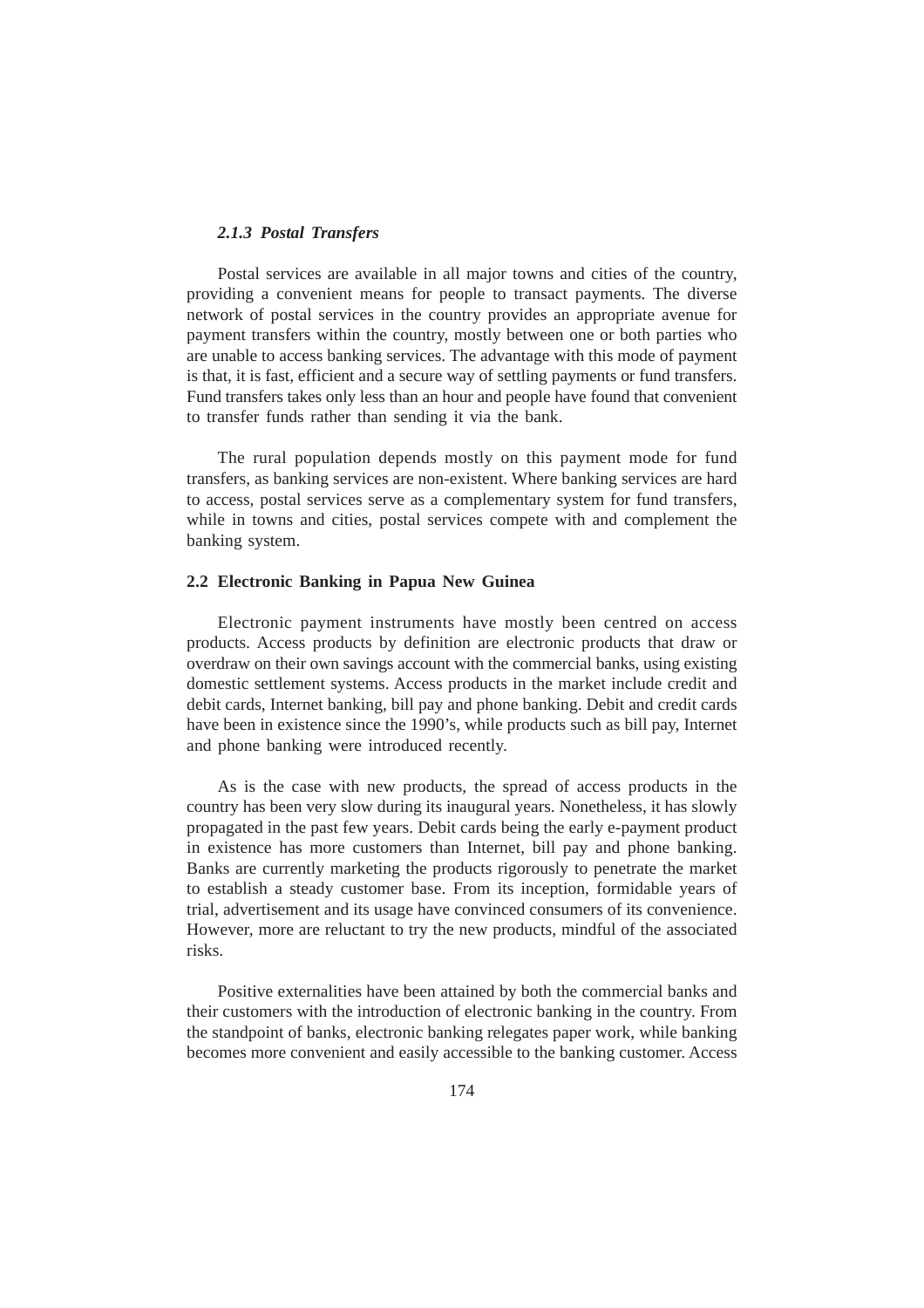#### *2.1.3 Postal Transfers*

Postal services are available in all major towns and cities of the country, providing a convenient means for people to transact payments. The diverse network of postal services in the country provides an appropriate avenue for payment transfers within the country, mostly between one or both parties who are unable to access banking services. The advantage with this mode of payment is that, it is fast, efficient and a secure way of settling payments or fund transfers. Fund transfers takes only less than an hour and people have found that convenient to transfer funds rather than sending it via the bank.

The rural population depends mostly on this payment mode for fund transfers, as banking services are non-existent. Where banking services are hard to access, postal services serve as a complementary system for fund transfers, while in towns and cities, postal services compete with and complement the banking system.

### 2.2 Electronic Banking in Papua New Guinea

Electronic payment instruments have mostly been centred on access products. Access products by definition are electronic products that draw or overdraw on their own savings account with the commercial banks, using existing domestic settlement systems. Access products in the market include credit and debit cards, Internet banking, bill pay and phone banking. Debit and credit cards have been in existence since the 1990's, while products such as bill pay, Internet and phone banking were introduced recently.

As is the case with new products, the spread of access products in the country has been very slow during its inaugural years. Nonetheless, it has slowly propagated in the past few years. Debit cards being the early e-payment product in existence has more customers than Internet, bill pay and phone banking. Banks are currently marketing the products rigorously to penetrate the market to establish a steady customer base. From its inception, formidable years of trial, advertisement and its usage have convinced consumers of its convenience. However, more are reluctant to try the new products, mindful of the associated risks.

Positive externalities have been attained by both the commercial banks and their customers with the introduction of electronic banking in the country. From the standpoint of banks, electronic banking relegates paper work, while banking becomes more convenient and easily accessible to the banking customer. Access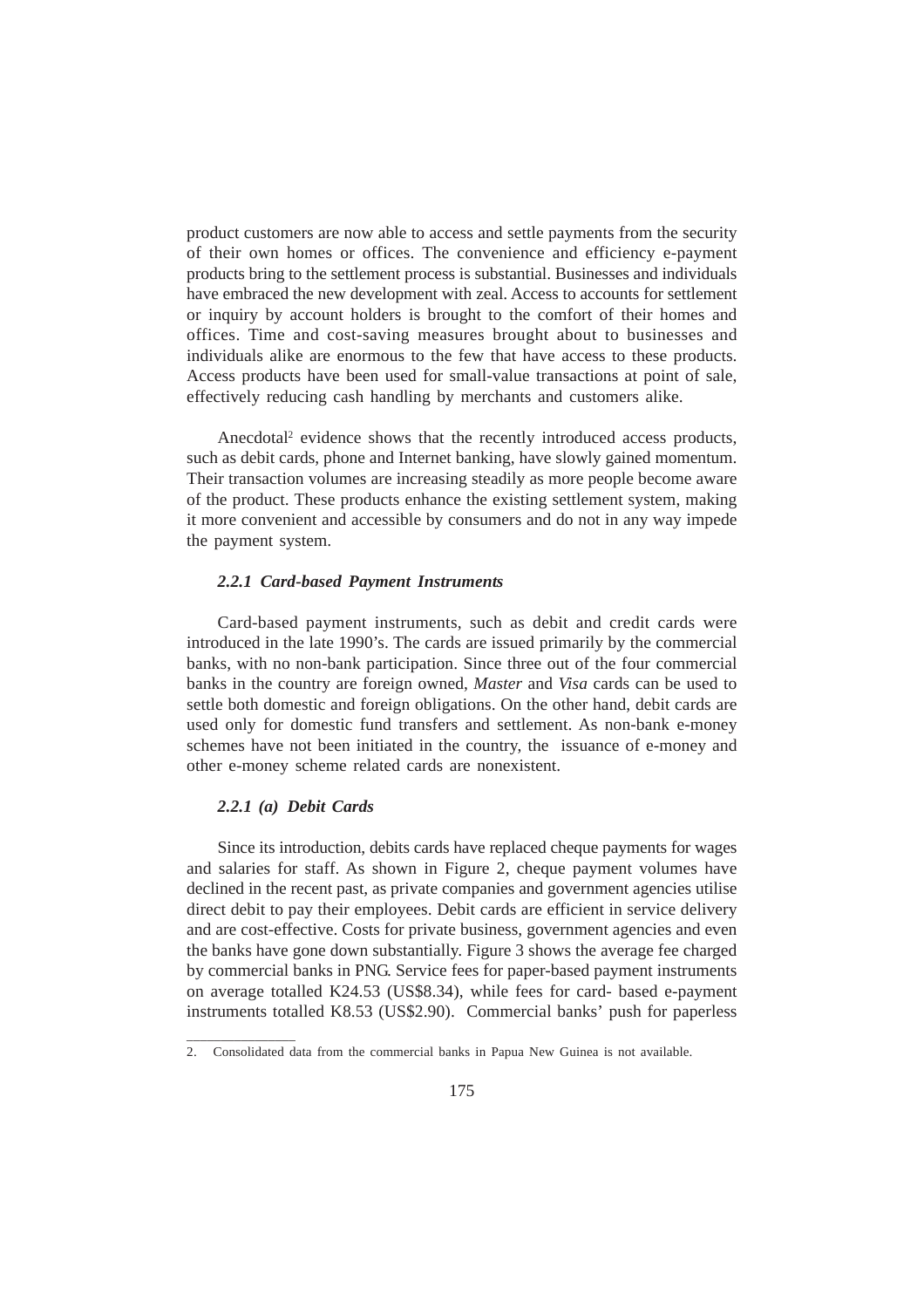product customers are now able to access and settle payments from the security of their own homes or offices. The convenience and efficiency e-payment products bring to the settlement process is substantial. Businesses and individuals have embraced the new development with zeal. Access to accounts for settlement or inquiry by account holders is brought to the comfort of their homes and offices. Time and cost-saving measures brought about to businesses and individuals alike are enormous to the few that have access to these products. Access products have been used for small-value transactions at point of sale, effectively reducing cash handling by merchants and customers alike.

Anecdotal[2] evidence shows that the recently introduced access products, such as debit cards, phone and Internet banking, have slowly gained momentum. Their transaction volumes are increasing steadily as more people become aware of the product. These products enhance the existing settlement system, making it more convenient and accessible by consumers and do not in any way impede the payment system.

#### *2.2.1 Card-based Payment Instruments*

Card-based payment instruments, such as debit and credit cards were introduced in the late 1990's. The cards are issued primarily by the commercial banks, with no non-bank participation. Since three out of the four commercial banks in the country are foreign owned, *Master* and *Visa* cards can be used to settle both domestic and foreign obligations. On the other hand, debit cards are used only for domestic fund transfers and settlement. As non-bank e-money schemes have not been initiated in the country, the issuance of e-money and other e-money scheme related cards are nonexistent.

#### *2.2.1 (a) Debit Cards*

Since its introduction, debits cards have replaced cheque payments for wages and salaries for staff. As shown in Figure 2, cheque payment volumes have declined in the recent past, as private companies and government agencies utilise direct debit to pay their employees. Debit cards are efficient in service delivery and are cost-effective. Costs for private business, government agencies and even the banks have gone down substantially. Figure 3 shows the average fee charged by commercial banks in PNG. Service fees for paper-based payment instruments on average totalled K24.53 (US$8.34), while fees for card- based e-payment instruments totalled K8.53 (US$2.90). Commercial banks' push for paperless

---

2. Consolidated data from the commercial banks in Papua New Guinea is not available.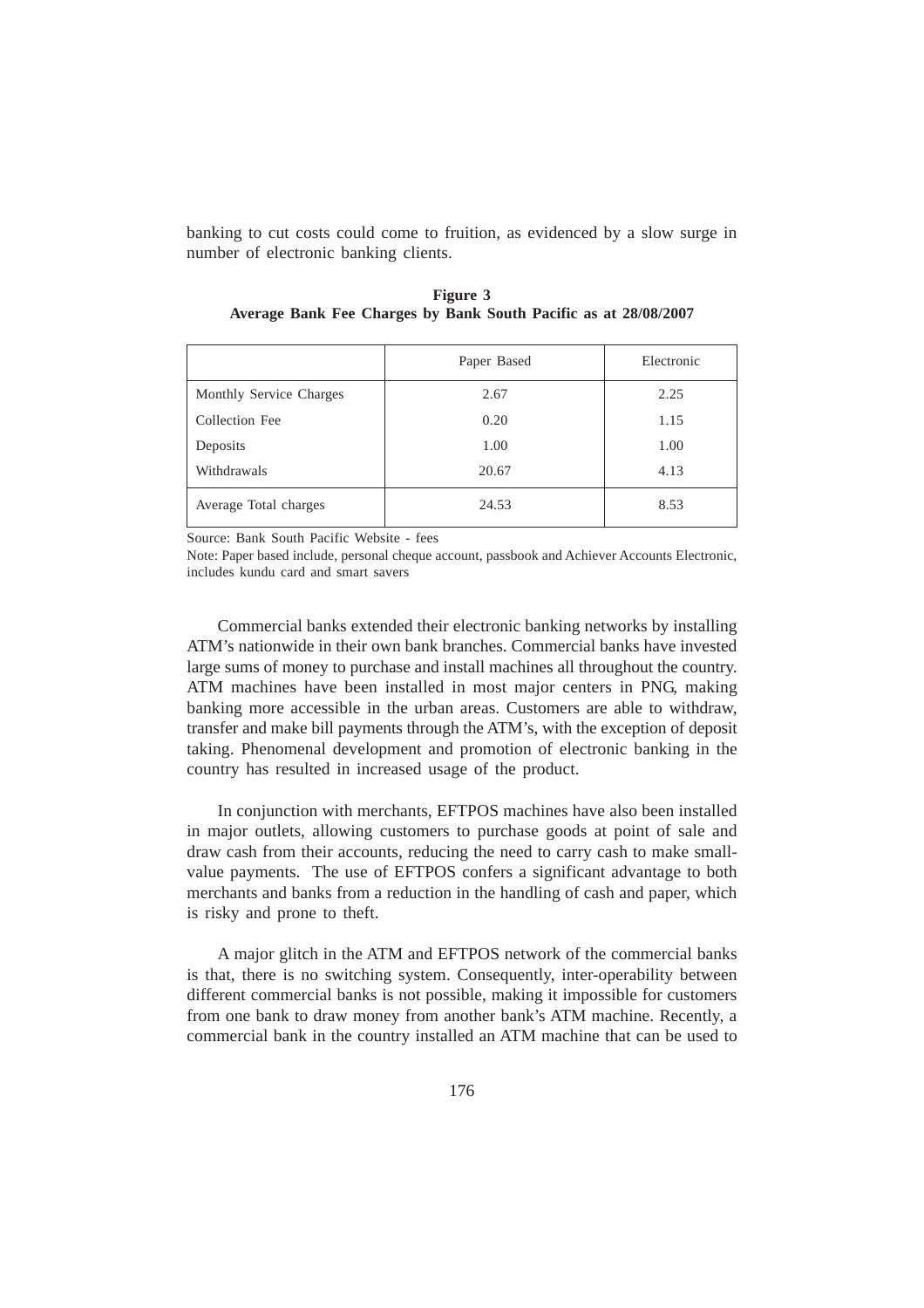banking to cut costs could come to fruition, as evidenced by a slow surge in number of electronic banking clients.

**Figure 3**
**Average Bank Fee Charges by Bank South Pacific as at 28/08/2007**

| | Paper Based | Electronic |
|---|---|---|
| Monthly Service Charges | 2.67 | 2.25 |
| Collection Fee | 0.20 | 1.15 |
| Deposits | 1.00 | 1.00 |
| Withdrawals | 20.67 | 4.13 |
| Average Total charges | 24.53 | 8.53 |

Source: Bank South Pacific Website - fees

Note: Paper based include, personal cheque account, passbook and Achiever Accounts Electronic, includes kundu card and smart savers

Commercial banks extended their electronic banking networks by installing ATM's nationwide in their own bank branches. Commercial banks have invested large sums of money to purchase and install machines all throughout the country. ATM machines have been installed in most major centers in PNG, making banking more accessible in the urban areas. Customers are able to withdraw, transfer and make bill payments through the ATM's, with the exception of deposit taking. Phenomenal development and promotion of electronic banking in the country has resulted in increased usage of the product.

In conjunction with merchants, EFTPOS machines have also been installed in major outlets, allowing customers to purchase goods at point of sale and draw cash from their accounts, reducing the need to carry cash to make small-value payments. The use of EFTPOS confers a significant advantage to both merchants and banks from a reduction in the handling of cash and paper, which is risky and prone to theft.

A major glitch in the ATM and EFTPOS network of the commercial banks is that, there is no switching system. Consequently, inter-operability between different commercial banks is not possible, making it impossible for customers from one bank to draw money from another bank's ATM machine. Recently, a commercial bank in the country installed an ATM machine that can be used to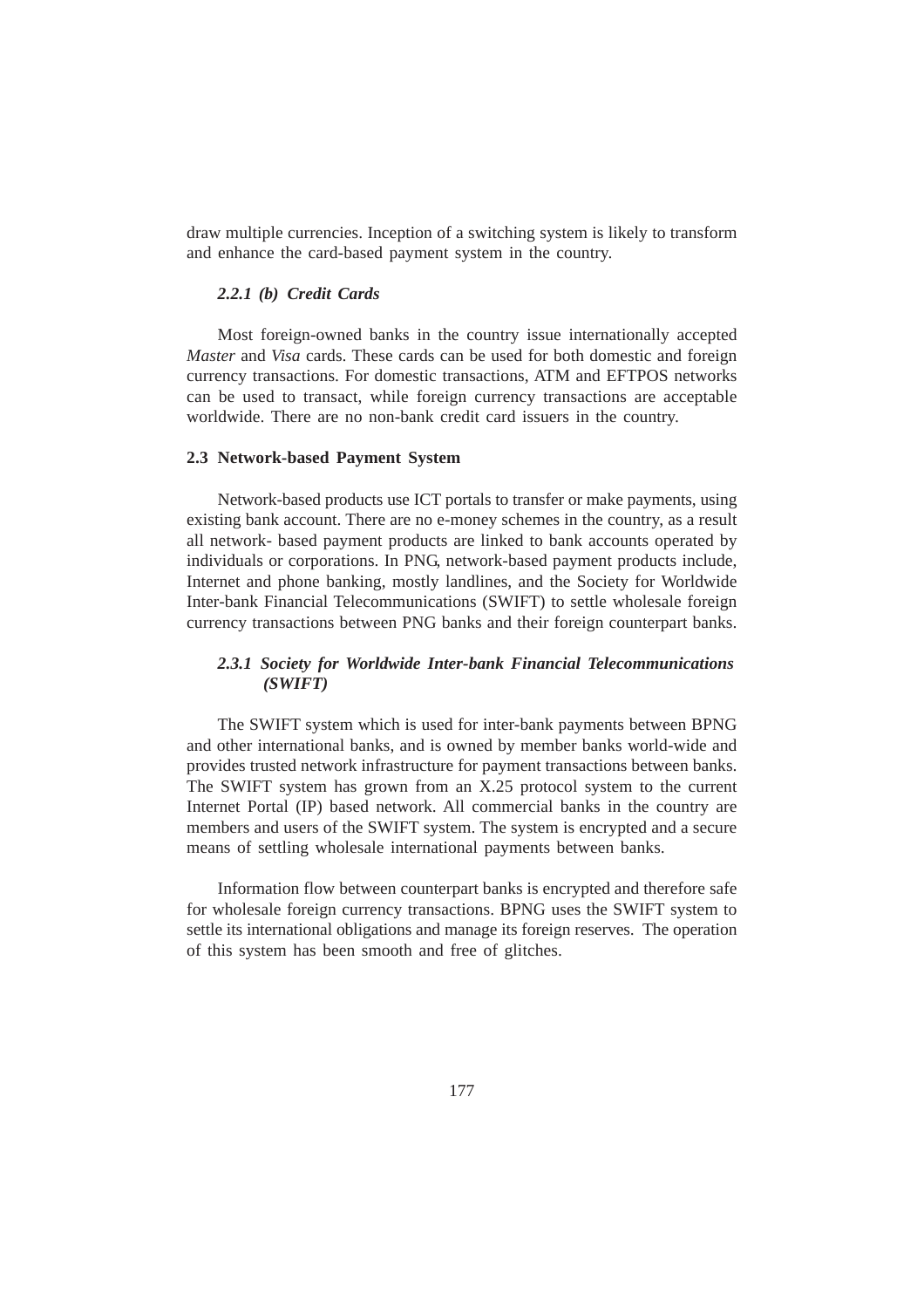draw multiple currencies. Inception of a switching system is likely to transform and enhance the card-based payment system in the country.

#### *2.2.1 (b) Credit Cards*

Most foreign-owned banks in the country issue internationally accepted *Master* and *Visa* cards. These cards can be used for both domestic and foreign currency transactions. For domestic transactions, ATM and EFTPOS networks can be used to transact, while foreign currency transactions are acceptable worldwide. There are no non-bank credit card issuers in the country.

### 2.3 Network-based Payment System

Network-based products use ICT portals to transfer or make payments, using existing bank account. There are no e-money schemes in the country, as a result all network- based payment products are linked to bank accounts operated by individuals or corporations. In PNG, network-based payment products include, Internet and phone banking, mostly landlines, and the Society for Worldwide Inter-bank Financial Telecommunications (SWIFT) to settle wholesale foreign currency transactions between PNG banks and their foreign counterpart banks.

#### *2.3.1 Society for Worldwide Inter-bank Financial Telecommunications (SWIFT)*

The SWIFT system which is used for inter-bank payments between BPNG and other international banks, and is owned by member banks world-wide and provides trusted network infrastructure for payment transactions between banks. The SWIFT system has grown from an X.25 protocol system to the current Internet Portal (IP) based network. All commercial banks in the country are members and users of the SWIFT system. The system is encrypted and a secure means of settling wholesale international payments between banks.

Information flow between counterpart banks is encrypted and therefore safe for wholesale foreign currency transactions. BPNG uses the SWIFT system to settle its international obligations and manage its foreign reserves. The operation of this system has been smooth and free of glitches.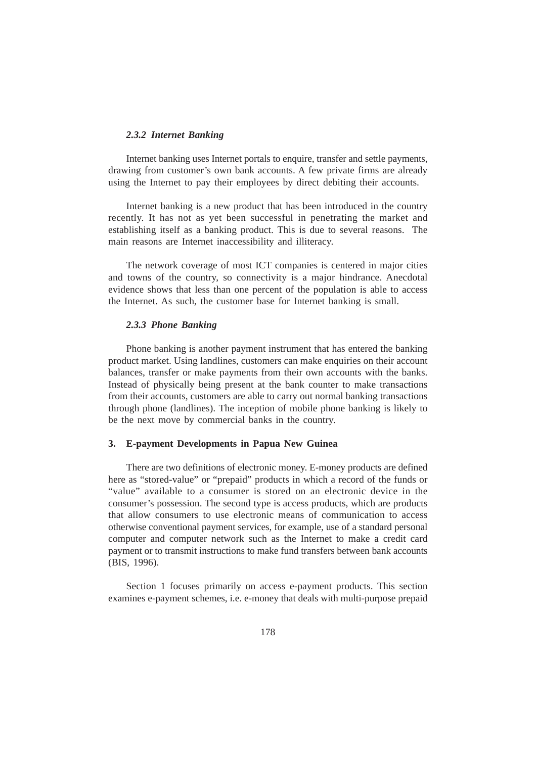### *2.3.2 Internet Banking*

Internet banking uses Internet portals to enquire, transfer and settle payments, drawing from customer's own bank accounts. A few private firms are already using the Internet to pay their employees by direct debiting their accounts.

Internet banking is a new product that has been introduced in the country recently. It has not as yet been successful in penetrating the market and establishing itself as a banking product. This is due to several reasons. The main reasons are Internet inaccessibility and illiteracy.

The network coverage of most ICT companies is centered in major cities and towns of the country, so connectivity is a major hindrance. Anecdotal evidence shows that less than one percent of the population is able to access the Internet. As such, the customer base for Internet banking is small.

### *2.3.3 Phone Banking*

Phone banking is another payment instrument that has entered the banking product market. Using landlines, customers can make enquiries on their account balances, transfer or make payments from their own accounts with the banks. Instead of physically being present at the bank counter to make transactions from their accounts, customers are able to carry out normal banking transactions through phone (landlines). The inception of mobile phone banking is likely to be the next move by commercial banks in the country.

## 3. E-payment Developments in Papua New Guinea

There are two definitions of electronic money. E-money products are defined here as "stored-value" or "prepaid" products in which a record of the funds or "value" available to a consumer is stored on an electronic device in the consumer's possession. The second type is access products, which are products that allow consumers to use electronic means of communication to access otherwise conventional payment services, for example, use of a standard personal computer and computer network such as the Internet to make a credit card payment or to transmit instructions to make fund transfers between bank accounts (BIS, 1996).

Section 1 focuses primarily on access e-payment products. This section examines e-payment schemes, i.e. e-money that deals with multi-purpose prepaid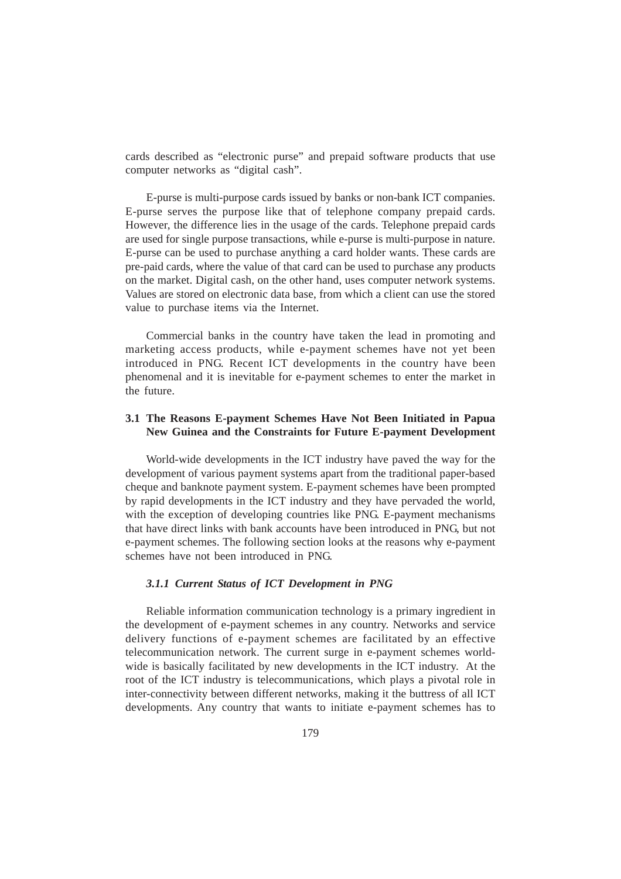cards described as "electronic purse" and prepaid software products that use computer networks as "digital cash".

E-purse is multi-purpose cards issued by banks or non-bank ICT companies. E-purse serves the purpose like that of telephone company prepaid cards. However, the difference lies in the usage of the cards. Telephone prepaid cards are used for single purpose transactions, while e-purse is multi-purpose in nature. E-purse can be used to purchase anything a card holder wants. These cards are pre-paid cards, where the value of that card can be used to purchase any products on the market. Digital cash, on the other hand, uses computer network systems. Values are stored on electronic data base, from which a client can use the stored value to purchase items via the Internet.

Commercial banks in the country have taken the lead in promoting and marketing access products, while e-payment schemes have not yet been introduced in PNG. Recent ICT developments in the country have been phenomenal and it is inevitable for e-payments schemes to enter the market in the future.

### 3.1 The Reasons E-payment Schemes Have Not Been Initiated in Papua New Guinea and the Constraints for Future E-payment Development

World-wide developments in the ICT industry have paved the way for the development of various payment systems apart from the traditional paper-based cheque and banknote payment system. E-payment schemes have been prompted by rapid developments in the ICT industry and they have pervaded the world, with the exception of developing countries like PNG. E-payment mechanisms that have direct links with bank accounts have been introduced in PNG, but not e-payment schemes. The following section looks at the reasons why e-payment schemes have not been introduced in PNG.

#### *3.1.1 Current Status of ICT Development in PNG*

Reliable information communication technology is a primary ingredient in the development of e-payment schemes in any country. Networks and service delivery functions of e-payment schemes are facilitated by an effective telecommunication network. The current surge in e-payment schemes world-wide is basically facilitated by new developments in the ICT industry. At the root of the ICT industry is telecommunications, which plays a pivotal role in inter-connectivity between different networks, making it the buttress of all ICT developments. Any country that wants to initiate e-payment schemes has to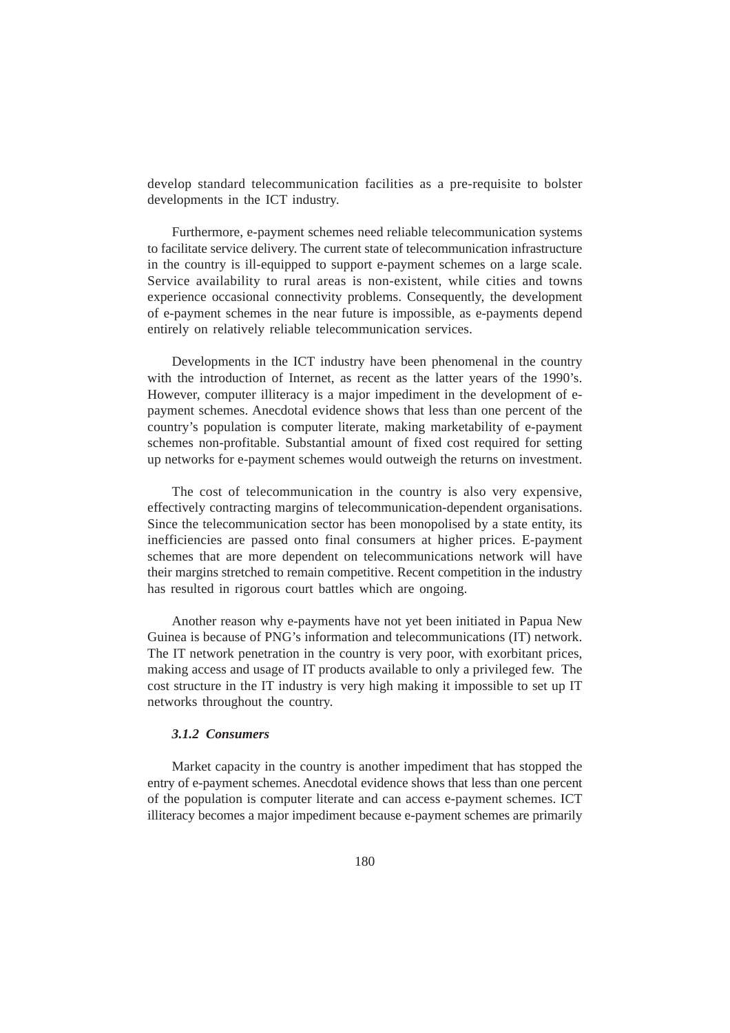develop standard telecommunication facilities as a pre-requisite to bolster developments in the ICT industry.

Furthermore, e-payment schemes need reliable telecommunication systems to facilitate service delivery. The current state of telecommunication infrastructure in the country is ill-equipped to support e-payment schemes on a large scale. Service availability to rural areas is non-existent, while cities and towns experience occasional connectivity problems. Consequently, the development of e-payment schemes in the near future is impossible, as e-payments depend entirely on relatively reliable telecommunication services.

Developments in the ICT industry have been phenomenal in the country with the introduction of Internet, as recent as the latter years of the 1990's. However, computer illiteracy is a major impediment in the development of e-payment schemes. Anecdotal evidence shows that less than one percent of the country's population is computer literate, making marketability of e-payment schemes non-profitable. Substantial amount of fixed cost required for setting up networks for e-payment schemes would outweigh the returns on investment.

The cost of telecommunication in the country is also very expensive, effectively contracting margins of telecommunication-dependent organisations. Since the telecommunication sector has been monopolised by a state entity, its inefficiencies are passed onto final consumers at higher prices. E-payment schemes that are more dependent on telecommunications network will have their margins stretched to remain competitive. Recent competition in the industry has resulted in rigorous court battles which are ongoing.

Another reason why e-payments have not yet been initiated in Papua New Guinea is because of PNG's information and telecommunications (IT) network. The IT network penetration in the country is very poor, with exorbitant prices, making access and usage of IT products available to only a privileged few. The cost structure in the IT industry is very high making it impossible to set up IT networks throughout the country.

#### *3.1.2 Consumers*

Market capacity in the country is another impediment that has stopped the entry of e-payment schemes. Anecdotal evidence shows that less than one percent of the population is computer literate and can access e-payment schemes. ICT illiteracy becomes a major impediment because e-payment schemes are primarily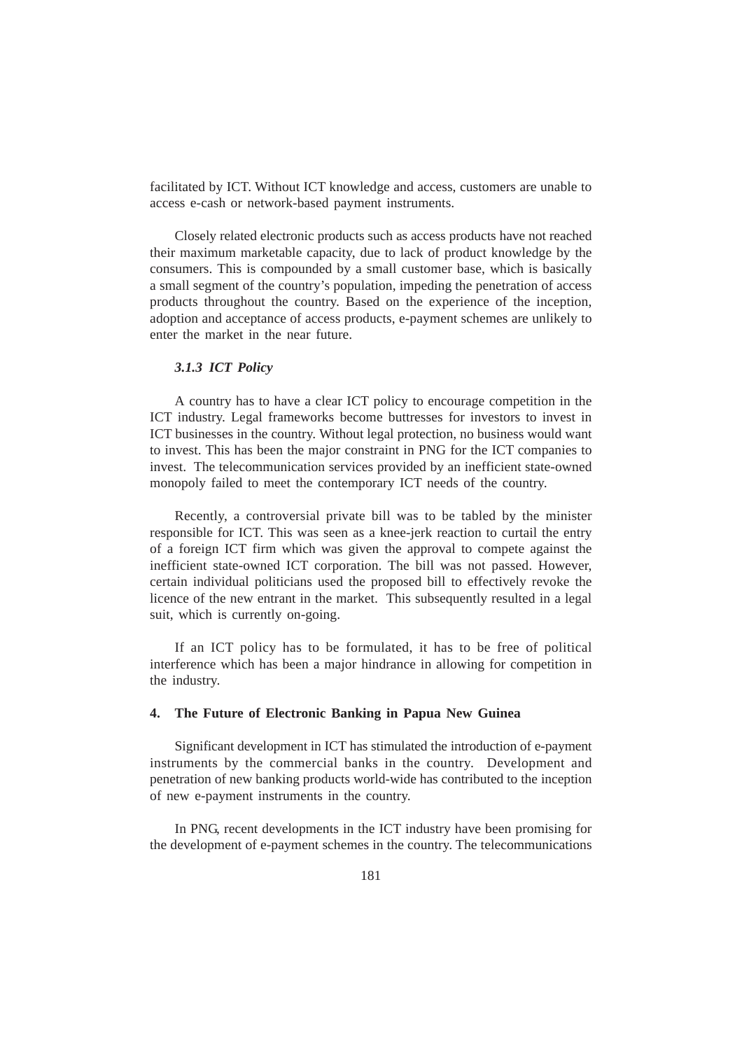facilitated by ICT. Without ICT knowledge and access, customers are unable to access e-cash or network-based payment instruments.

Closely related electronic products such as access products have not reached their maximum marketable capacity, due to lack of product knowledge by the consumers. This is compounded by a small customer base, which is basically a small segment of the country's population, impeding the penetration of access products throughout the country. Based on the experience of the inception, adoption and acceptance of access products, e-payment schemes are unlikely to enter the market in the near future.

#### *3.1.3 ICT Policy*

A country has to have a clear ICT policy to encourage competition in the ICT industry. Legal frameworks become buttresses for investors to invest in ICT businesses in the country. Without legal protection, no business would want to invest. This has been the major constraint in PNG for the ICT companies to invest. The telecommunication services provided by an inefficient state-owned monopoly failed to meet the contemporary ICT needs of the country.

Recently, a controversial private bill was to be tabled by the minister responsible for ICT. This was seen as a knee-jerk reaction to curtail the entry of a foreign ICT firm which was given the approval to compete against the inefficient state-owned ICT corporation. The bill was not passed. However, certain individual politicians used the proposed bill to effectively revoke the licence of the new entrant in the market. This subsequently resulted in a legal suit, which is currently on-going.

If an ICT policy has to be formulated, it has to be free of political interference which has been a major hindrance in allowing for competition in the industry.

## 4. The Future of Electronic Banking in Papua New Guinea

Significant development in ICT has stimulated the introduction of e-payment instruments by the commercial banks in the country. Development and penetration of new banking products world-wide has contributed to the inception of new e-payment instruments in the country.

In PNG, recent developments in the ICT industry have been promising for the development of e-payment schemes in the country. The telecommunications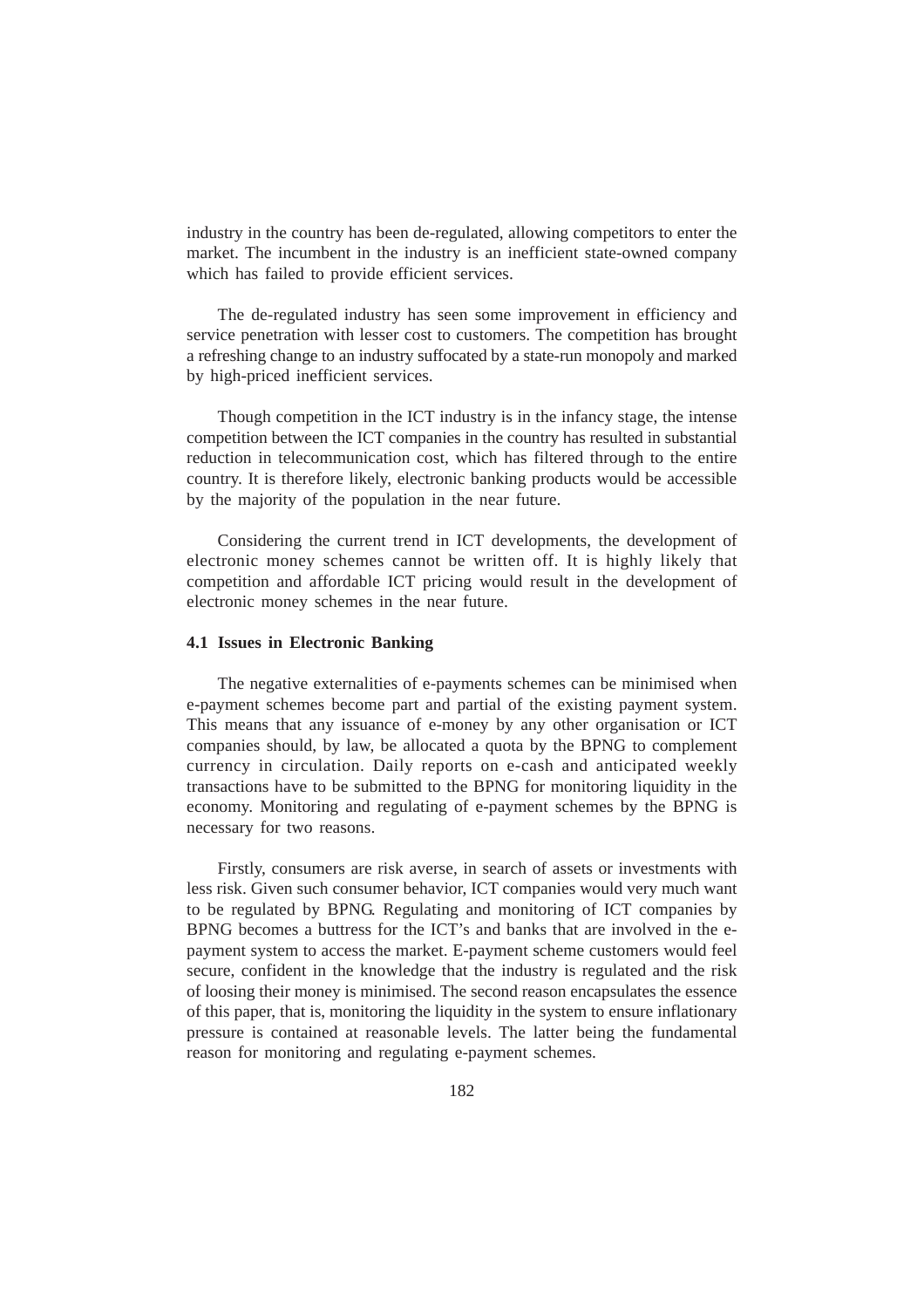industry in the country has been de-regulated, allowing competitors to enter the market. The incumbent in the industry is an inefficient state-owned company which has failed to provide efficient services.

The de-regulated industry has seen some improvement in efficiency and service penetration with lesser cost to customers. The competition has brought a refreshing change to an industry suffocated by a state-run monopoly and marked by high-priced inefficient services.

Though competition in the ICT industry is in the infancy stage, the intense competition between the ICT companies in the country has resulted in substantial reduction in telecommunication cost, which has filtered through to the entire country. It is therefore likely, electronic banking products would be accessible by the majority of the population in the near future.

Considering the current trend in ICT developments, the development of electronic money schemes cannot be written off. It is highly likely that competition and affordable ICT pricing would result in the development of electronic money schemes in the near future.

### 4.1 Issues in Electronic Banking

The negative externalities of e-payments schemes can be minimised when e-payment schemes become part and partial of the existing payment system. This means that any issuance of e-money by any other organisation or ICT companies should, by law, be allocated a quota by the BPNG to complement currency in circulation. Daily reports on e-cash and anticipated weekly transactions have to be submitted to the BPNG for monitoring liquidity in the economy. Monitoring and regulating of e-payment schemes by the BPNG is necessary for two reasons.

Firstly, consumers are risk averse, in search of assets or investments with less risk. Given such consumer behavior, ICT companies would very much want to be regulated by BPNG. Regulating and monitoring of ICT companies by BPNG becomes a buttress for the ICT's and banks that are involved in the e-payment system to access the market. E-payment scheme customers would feel secure, confident in the knowledge that the industry is regulated and the risk of loosing their money is minimised. The second reason encapsulates the essence of this paper, that is, monitoring the liquidity in the system to ensure inflationary pressure is contained at reasonable levels. The latter being the fundamental reason for monitoring and regulating e-payment schemes.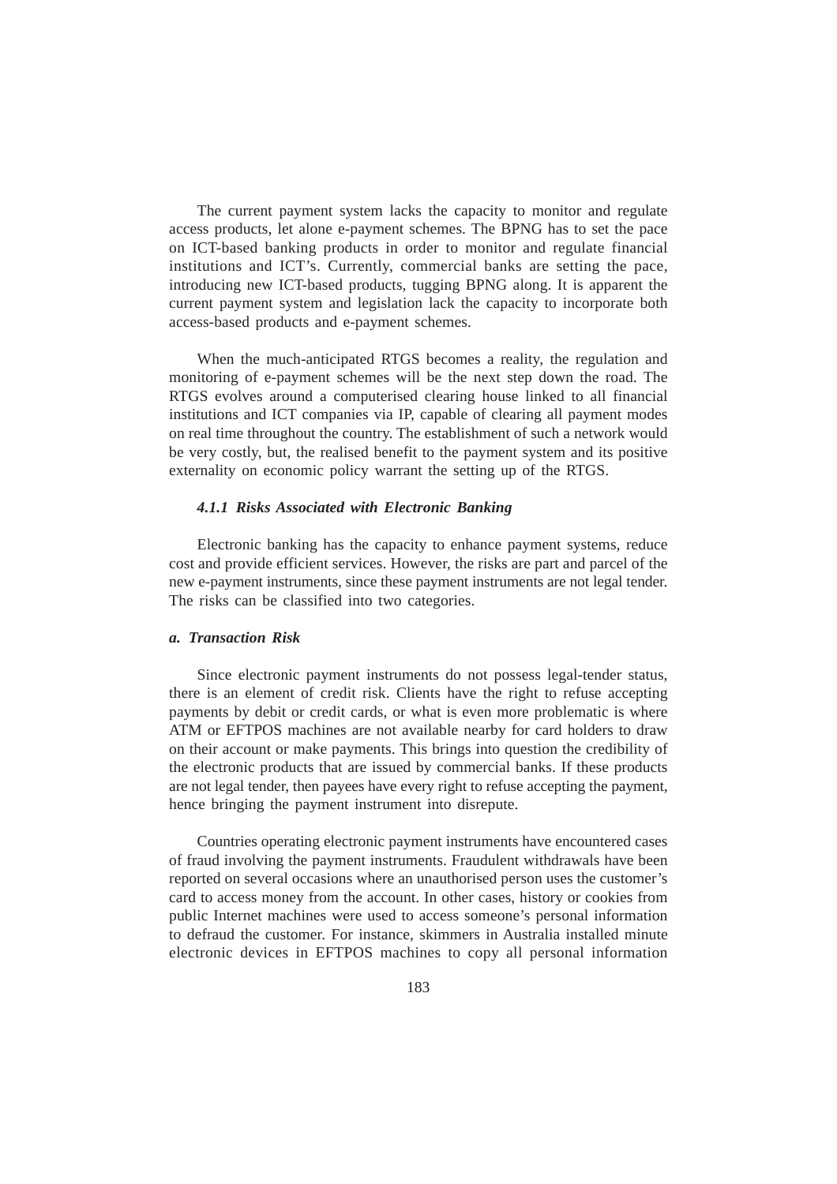The current payment system lacks the capacity to monitor and regulate access products, let alone e-payment schemes. The BPNG has to set the pace on ICT-based banking products in order to monitor and regulate financial institutions and ICT's. Currently, commercial banks are setting the pace, introducing new ICT-based products, tugging BPNG along. It is apparent the current payment system and legislation lack the capacity to incorporate both access-based products and e-payment schemes.

When the much-anticipated RTGS becomes a reality, the regulation and monitoring of e-payment schemes will be the next step down the road. The RTGS evolves around a computerised clearing house linked to all financial institutions and ICT companies via IP, capable of clearing all payment modes on real time throughout the country. The establishment of such a network would be very costly, but, the realised benefit to the payment system and its positive externality on economic policy warrant the setting up of the RTGS.

#### *4.1.1 Risks Associated with Electronic Banking*

Electronic banking has the capacity to enhance payment systems, reduce cost and provide efficient services. However, the risks are part and parcel of the new e-payment instruments, since these payment instruments are not legal tender. The risks can be classified into two categories.

#### *a. Transaction Risk*

Since electronic payment instruments do not possess legal-tender status, there is an element of credit risk. Clients have the right to refuse accepting payments by debit or credit cards, or what is even more problematic is where ATM or EFTPOS machines are not available nearby for card holders to draw on their account or make payments. This brings into question the credibility of the electronic products that are issued by commercial banks. If these products are not legal tender, then payees have every right to refuse accepting the payment, hence bringing the payment instrument into disrepute.

Countries operating electronic payment instruments have encountered cases of fraud involving the payment instruments. Fraudulent withdrawals have been reported on several occasions where an unauthorised person uses the customer's card to access money from the account. In other cases, history or cookies from public Internet machines were used to access someone's personal information to defraud the customer. For instance, skimmers in Australia installed minute electronic devices in EFTPOS machines to copy all personal information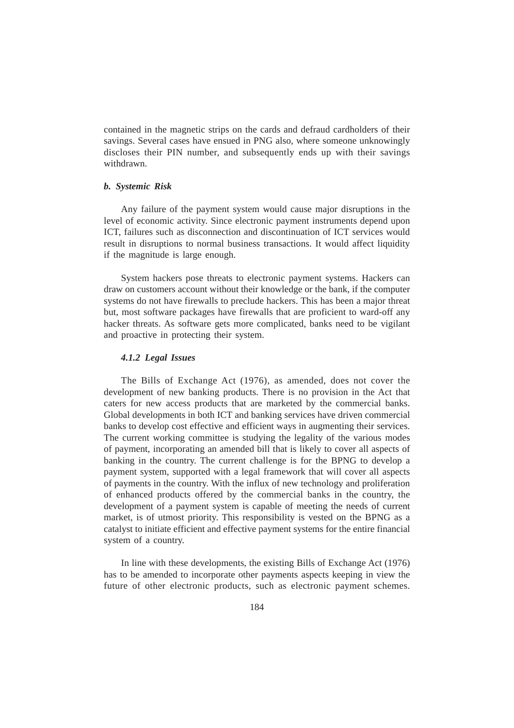contained in the magnetic strips on the cards and defraud cardholders of their savings. Several cases have ensued in PNG also, where someone unknowingly discloses their PIN number, and subsequently ends up with their savings withdrawn.

***b. Systemic Risk***

Any failure of the payment system would cause major disruptions in the level of economic activity. Since electronic payment instruments depend upon ICT, failures such as disconnection and discontinuation of ICT services would result in disruptions to normal business transactions. It would affect liquidity if the magnitude is large enough.

System hackers pose threats to electronic payment systems. Hackers can draw on customers account without their knowledge or the bank, if the computer systems do not have firewalls to preclude hackers. This has been a major threat but, most software packages have firewalls that are proficient to ward-off any hacker threats. As software gets more complicated, banks need to be vigilant and proactive in protecting their system.

***4.1.2 Legal Issues***

The Bills of Exchange Act (1976), as amended, does not cover the development of new banking products. There is no provision in the Act that caters for new access products that are marketed by the commercial banks. Global developments in both ICT and banking services have driven commercial banks to develop cost effective and efficient ways in augmenting their services. The current working committee is studying the legality of the various modes of payment, incorporating an amended bill that is likely to cover all aspects of banking in the country. The current challenge is for the BPNG to develop a payment system, supported with a legal framework that will cover all aspects of payments in the country. With the influx of new technology and proliferation of enhanced products offered by the commercial banks in the country, the development of a payment system is capable of meeting the needs of current market, is of utmost priority. This responsibility is vested on the BPNG as a catalyst to initiate efficient and effective payment systems for the entire financial system of a country.

In line with these developments, the existing Bills of Exchange Act (1976) has to be amended to incorporate other payments aspects keeping in view the future of other electronic products, such as electronic payment schemes.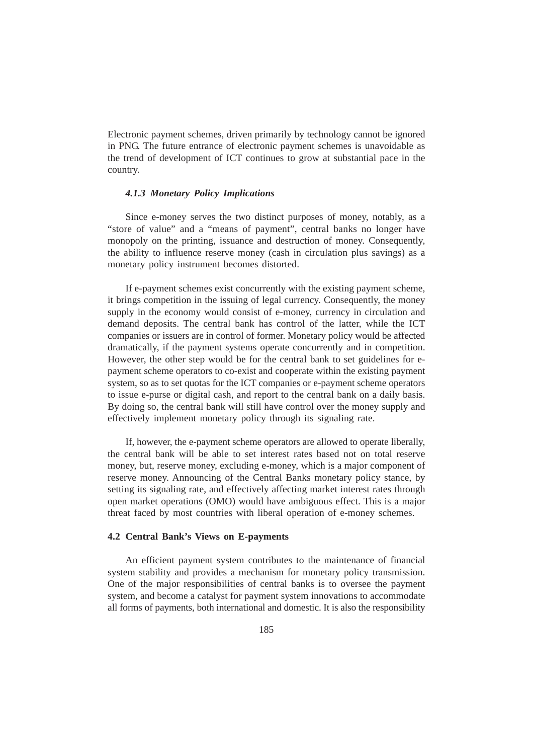Electronic payment schemes, driven primarily by technology cannot be ignored in PNG. The future entrance of electronic payment schemes is unavoidable as the trend of development of ICT continues to grow at substantial pace in the country.

#### *4.1.3 Monetary Policy Implications*

Since e-money serves the two distinct purposes of money, notably, as a "store of value" and a "means of payment", central banks no longer have monopoly on the printing, issuance and destruction of money. Consequently, the ability to influence reserve money (cash in circulation plus savings) as a monetary policy instrument becomes distorted.

If e-payment schemes exist concurrently with the existing payment scheme, it brings competition in the issuing of legal currency. Consequently, the money supply in the economy would consist of e-money, currency in circulation and demand deposits. The central bank has control of the latter, while the ICT companies or issuers are in control of former. Monetary policy would be affected dramatically, if the payment systems operate concurrently and in competition. However, the other step would be for the central bank to set guidelines for e-payment scheme operators to co-exist and cooperate within the existing payment system, so as to set quotas for the ICT companies or e-payment scheme operators to issue e-purse or digital cash, and report to the central bank on a daily basis. By doing so, the central bank will still have control over the money supply and effectively implement monetary policy through its signaling rate.

If, however, the e-payment scheme operators are allowed to operate liberally, the central bank will be able to set interest rates based not on total reserve money, but, reserve money, excluding e-money, which is a major component of reserve money. Announcing of the Central Banks monetary policy stance, by setting its signaling rate, and effectively affecting market interest rates through open market operations (OMO) would have ambiguous effect. This is a major threat faced by most countries with liberal operation of e-money schemes.

### 4.2 Central Bank's Views on E-payments

An efficient payment system contributes to the maintenance of financial system stability and provides a mechanism for monetary policy transmission. One of the major responsibilities of central banks is to oversee the payment system, and become a catalyst for payment system innovations to accommodate all forms of payments, both international and domestic. It is also the responsibility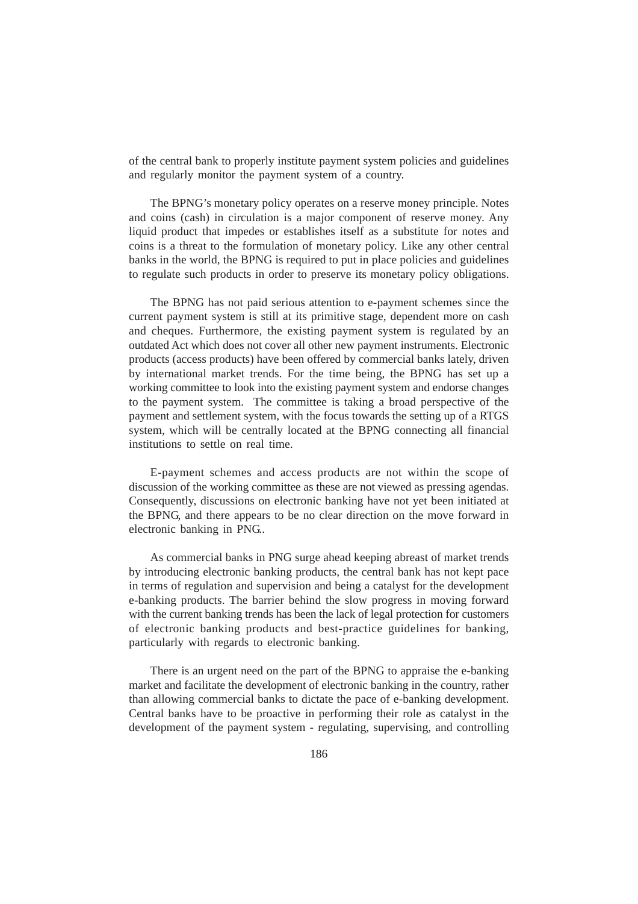of the central bank to properly institute payment system policies and guidelines and regularly monitor the payment system of a country.

The BPNG's monetary policy operates on a reserve money principle. Notes and coins (cash) in circulation is a major component of reserve money. Any liquid product that impedes or establishes itself as a substitute for notes and coins is a threat to the formulation of monetary policy. Like any other central banks in the world, the BPNG is required to put in place policies and guidelines to regulate such products in order to preserve its monetary policy obligations.

The BPNG has not paid serious attention to e-payment schemes since the current payment system is still at its primitive stage, dependent more on cash and cheques. Furthermore, the existing payment system is regulated by an outdated Act which does not cover all other new payment instruments. Electronic products (access products) have been offered by commercial banks lately, driven by international market trends. For the time being, the BPNG has set up a working committee to look into the existing payment system and endorse changes to the payment system. The committee is taking a broad perspective of the payment and settlement system, with the focus towards the setting up of a RTGS system, which will be centrally located at the BPNG connecting all financial institutions to settle on real time.

E-payment schemes and access products are not within the scope of discussion of the working committee as these are not viewed as pressing agendas. Consequently, discussions on electronic banking have not yet been initiated at the BPNG, and there appears to be no clear direction on the move forward in electronic banking in PNG..

As commercial banks in PNG surge ahead keeping abreast of market trends by introducing electronic banking products, the central bank has not kept pace in terms of regulation and supervision and being a catalyst for the development e-banking products. The barrier behind the slow progress in moving forward with the current banking trends has been the lack of legal protection for customers of electronic banking products and best-practice guidelines for banking, particularly with regards to electronic banking.

There is an urgent need on the part of the BPNG to appraise the e-banking market and facilitate the development of electronic banking in the country, rather than allowing commercial banks to dictate the pace of e-banking development. Central banks have to be proactive in performing their role as catalyst in the development of the payment system - regulating, supervising, and controlling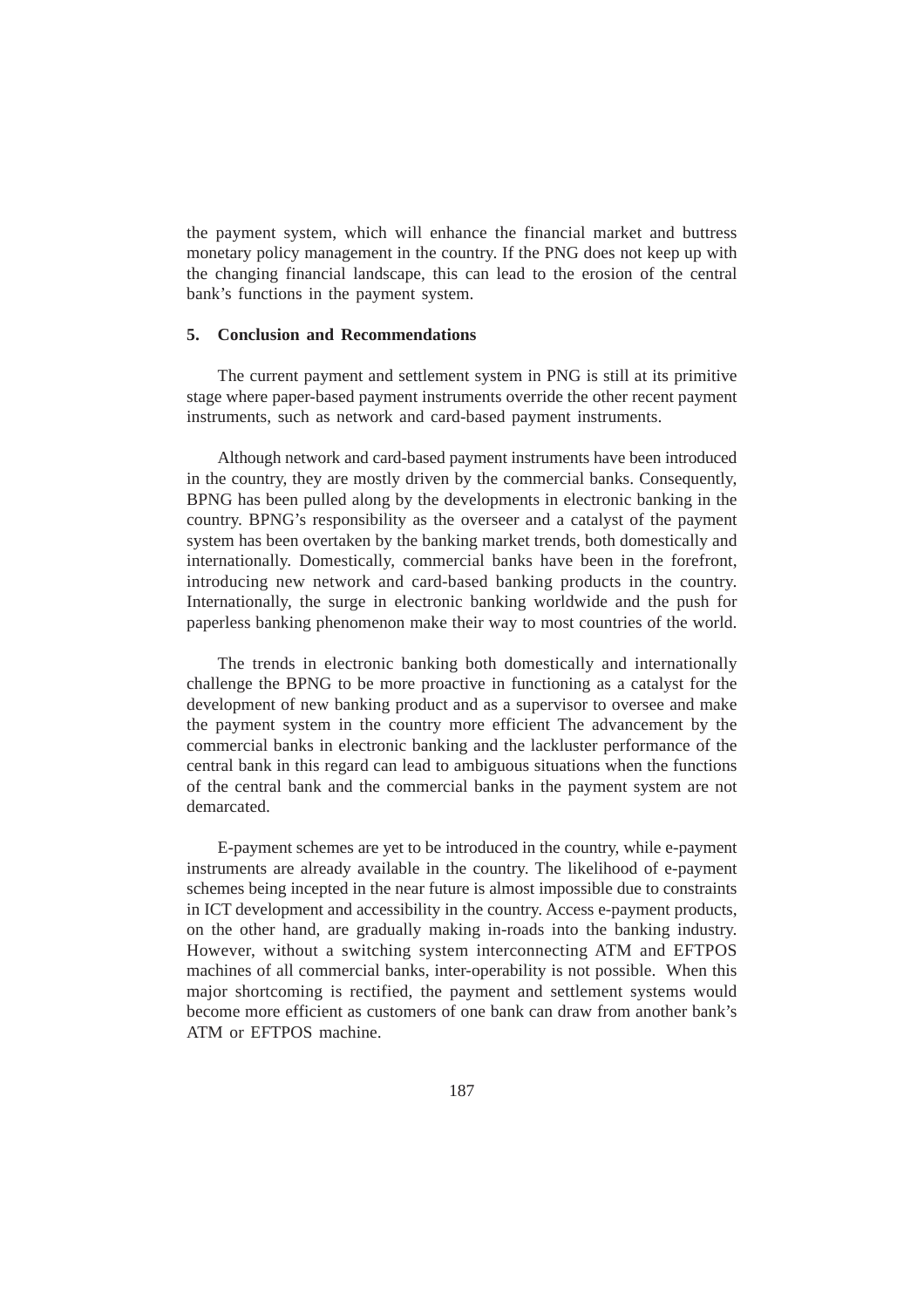the payment system, which will enhance the financial market and buttress monetary policy management in the country. If the PNG does not keep up with the changing financial landscape, this can lead to the erosion of the central bank's functions in the payment system.

## 5. Conclusion and Recommendations

The current payment and settlement system in PNG is still at its primitive stage where paper-based payment instruments override the other recent payment instruments, such as network and card-based payment instruments.

Although network and card-based payment instruments have been introduced in the country, they are mostly driven by the commercial banks. Consequently, BPNG has been pulled along by the developments in electronic banking in the country. BPNG's responsibility as the overseer and a catalyst of the payment system has been overtaken by the banking market trends, both domestically and internationally. Domestically, commercial banks have been in the forefront, introducing new network and card-based banking products in the country. Internationally, the surge in electronic banking worldwide and the push for paperless banking phenomenon make their way to most countries of the world.

The trends in electronic banking both domestically and internationally challenge the BPNG to be more proactive in functioning as a catalyst for the development of new banking product and as a supervisor to oversee and make the payment system in the country more efficient The advancement by the commercial banks in electronic banking and the lackluster performance of the central bank in this regard can lead to ambiguous situations when the functions of the central bank and the commercial banks in the payment system are not demarcated.

E-payment schemes are yet to be introduced in the country, while e-payment instruments are already available in the country. The likelihood of e-payment schemes being incepted in the near future is almost impossible due to constraints in ICT development and accessibility in the country. Access e-payment products, on the other hand, are gradually making in-roads into the banking industry. However, without a switching system interconnecting ATM and EFTPOS machines of all commercial banks, inter-operability is not possible. When this major shortcoming is rectified, the payment and settlement systems would become more efficient as customers of one bank can draw from another bank's ATM or EFTPOS machine.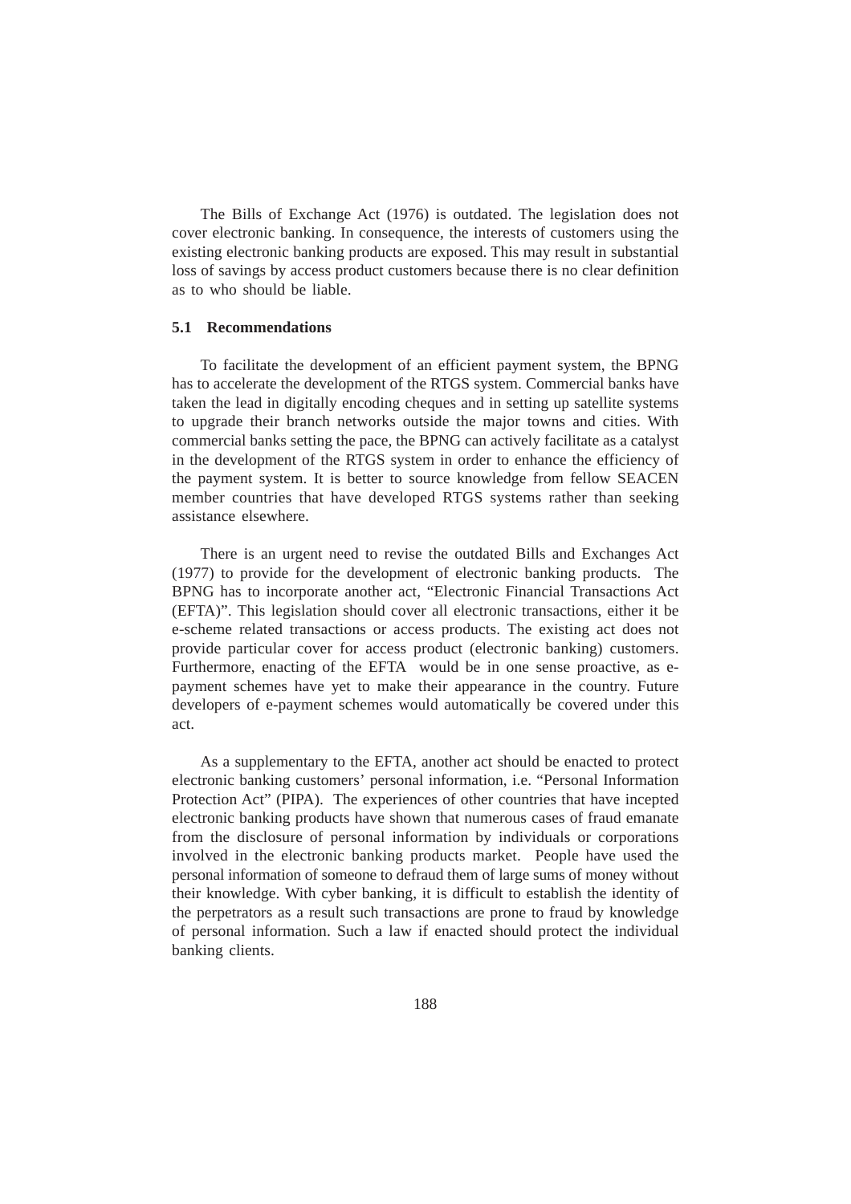The Bills of Exchange Act (1976) is outdated. The legislation does not cover electronic banking. In consequence, the interests of customers using the existing electronic banking products are exposed. This may result in substantial loss of savings by access product customers because there is no clear definition as to who should be liable.

### 5.1 Recommendations

To facilitate the development of an efficient payment system, the BPNG has to accelerate the development of the RTGS system. Commercial banks have taken the lead in digitally encoding cheques and in setting up satellite systems to upgrade their branch networks outside the major towns and cities. With commercial banks setting the pace, the BPNG can actively facilitate as a catalyst in the development of the RTGS system in order to enhance the efficiency of the payment system. It is better to source knowledge from fellow SEACEN member countries that have developed RTGS systems rather than seeking assistance elsewhere.

There is an urgent need to revise the outdated Bills and Exchanges Act (1977) to provide for the development of electronic banking products. The BPNG has to incorporate another act, "Electronic Financial Transactions Act (EFTA)". This legislation should cover all electronic transactions, either it be e-scheme related transactions or access products. The existing act does not provide particular cover for access product (electronic banking) customers. Furthermore, enacting of the EFTA would be in one sense proactive, as e-payment schemes have yet to make their appearance in the country. Future developers of e-payment schemes would automatically be covered under this act.

As a supplementary to the EFTA, another act should be enacted to protect electronic banking customers' personal information, i.e. "Personal Information Protection Act" (PIPA). The experiences of other countries that have incepted electronic banking products have shown that numerous cases of fraud emanate from the disclosure of personal information by individuals or corporations involved in the electronic banking products market. People have used the personal information of someone to defraud them of large sums of money without their knowledge. With cyber banking, it is difficult to establish the identity of the perpetrators as a result such transactions are prone to fraud by knowledge of personal information. Such a law if enacted should protect the individual banking clients.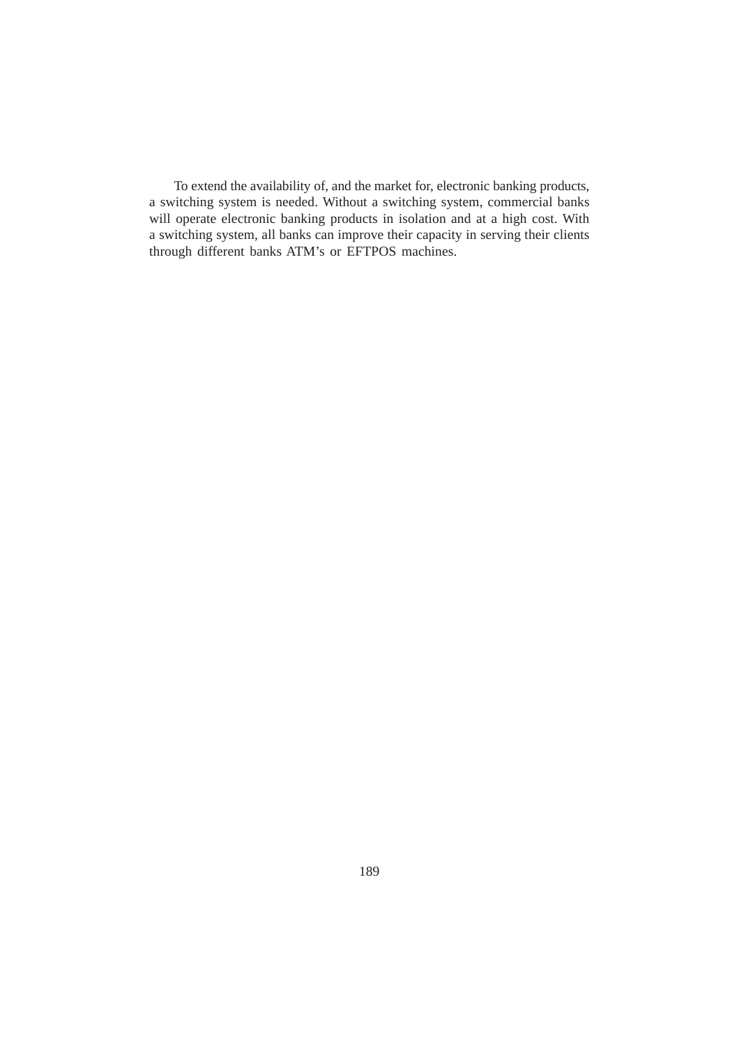To extend the availability of, and the market for, electronic banking products, a switching system is needed. Without a switching system, commercial banks will operate electronic banking products in isolation and at a high cost. With a switching system, all banks can improve their capacity in serving their clients through different banks ATM's or EFTPOS machines.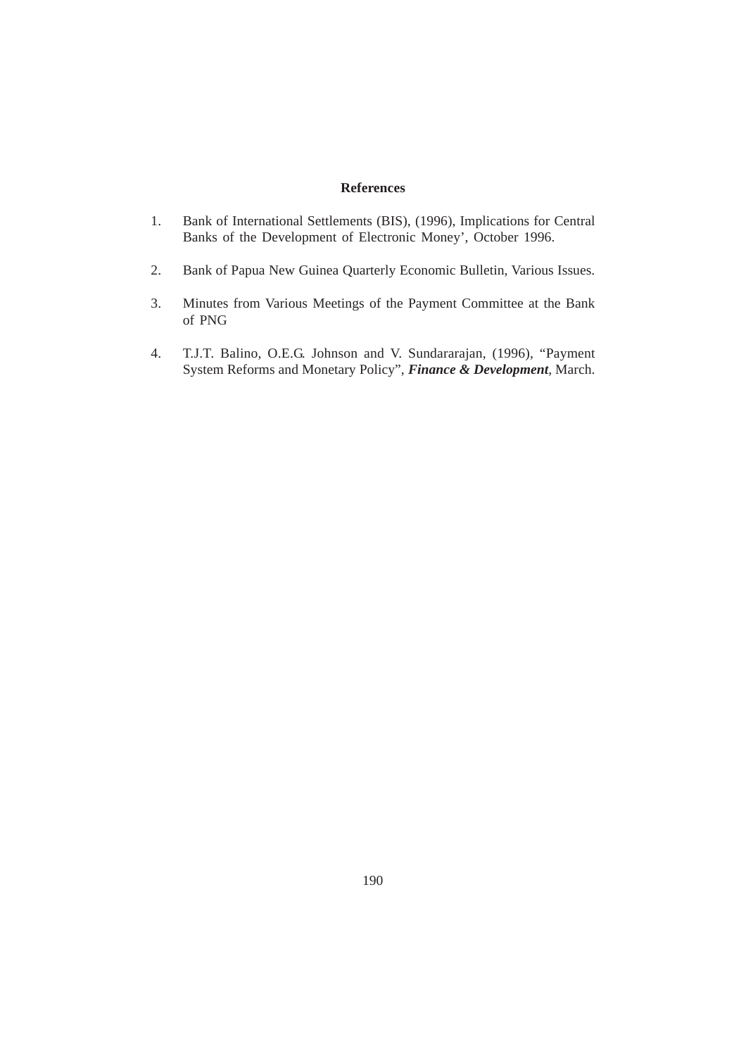## References

1. Bank of International Settlements (BIS), (1996), Implications for Central Banks of the Development of Electronic Money', October 1996.

2. Bank of Papua New Guinea Quarterly Economic Bulletin, Various Issues.

3. Minutes from Various Meetings of the Payment Committee at the Bank of PNG

4. T.J.T. Balino, O.E.G. Johnson and V. Sundararajan, (1996), "Payment System Reforms and Monetary Policy", ***Finance & Development***, March.